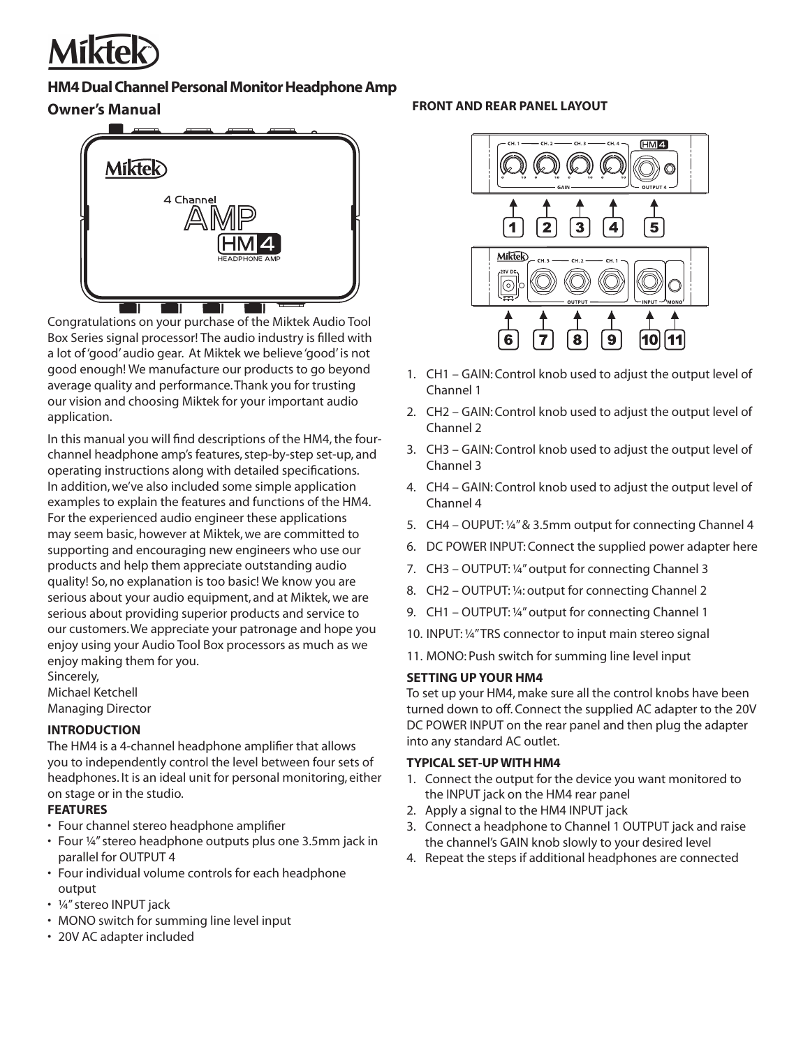# Miktek

## HM4 Dual Channel Personal Monitor Headphone Amp

### Owner's Manual

Congratulations on your purchase of the Miktek Audio Tool Box Series signal processor! The audio industry is filled with a lot of 'good' audio gear. At Miktek we believe 'good' is not good enough! We manufacture our products to go beyond average quality and performance. Thank you for trusting our vision and choosing Miktek for your important audio application.

In this manual you will find descriptions of the HM4, the four-channel headphone amp's features, step-by-step set-up, and operating instructions along with detailed specifications. In addition, we've also included some simple application examples to explain the features and functions of the HM4. For the experienced audio engineer these applications may seem basic, however at Miktek, we are committed to supporting and encouraging new engineers who use our products and help them appreciate outstanding audio quality! So, no explanation is too basic! We know you are serious about your audio equipment, and at Miktek, we are serious about providing superior products and service to our customers. We appreciate your patronage and hope you enjoy using your Audio Tool Box processors as much as we enjoy making them for you.

Sincerely,
Michael Ketchell
Managing Director

### INTRODUCTION

The HM4 is a 4-channel headphone amplifier that allows you to independently control the level between four sets of headphones. It is an ideal unit for personal monitoring, either on stage or in the studio.

### FEATURES

- Four channel stereo headphone amplifier
- Four ¼" stereo headphone outputs plus one 3.5mm jack in parallel for OUTPUT 4
- Four individual volume controls for each headphone output
- ¼" stereo INPUT jack
- MONO switch for summing line level input
- 20V AC adapter included

### FRONT AND REAR PANEL LAYOUT

1. CH1 – GAIN: Control knob used to adjust the output level of Channel 1
2. CH2 – GAIN: Control knob used to adjust the output level of Channel 2
3. CH3 – GAIN: Control knob used to adjust the output level of Channel 3
4. CH4 – GAIN: Control knob used to adjust the output level of Channel 4
5. CH4 – OUPUT: ¼" & 3.5mm output for connecting Channel 4
6. DC POWER INPUT: Connect the supplied power adapter here
7. CH3 – OUTPUT: ¼" output for connecting Channel 3
8. CH2 – OUTPUT: ¼: output for connecting Channel 2
9. CH1 – OUTPUT: ¼" output for connecting Channel 1
10. INPUT: ¼" TRS connector to input main stereo signal
11. MONO: Push switch for summing line level input

### SETTING UP YOUR HM4

To set up your HM4, make sure all the control knobs have been turned down to off. Connect the supplied AC adapter to the 20V DC POWER INPUT on the rear panel and then plug the adapter into any standard AC outlet.

### TYPICAL SET-UP WITH HM4

1. Connect the output for the device you want monitored to the INPUT jack on the HM4 rear panel
2. Apply a signal to the HM4 INPUT jack
3. Connect a headphone to Channel 1 OUTPUT jack and raise the channel's GAIN knob slowly to your desired level
4. Repeat the steps if additional headphones are connected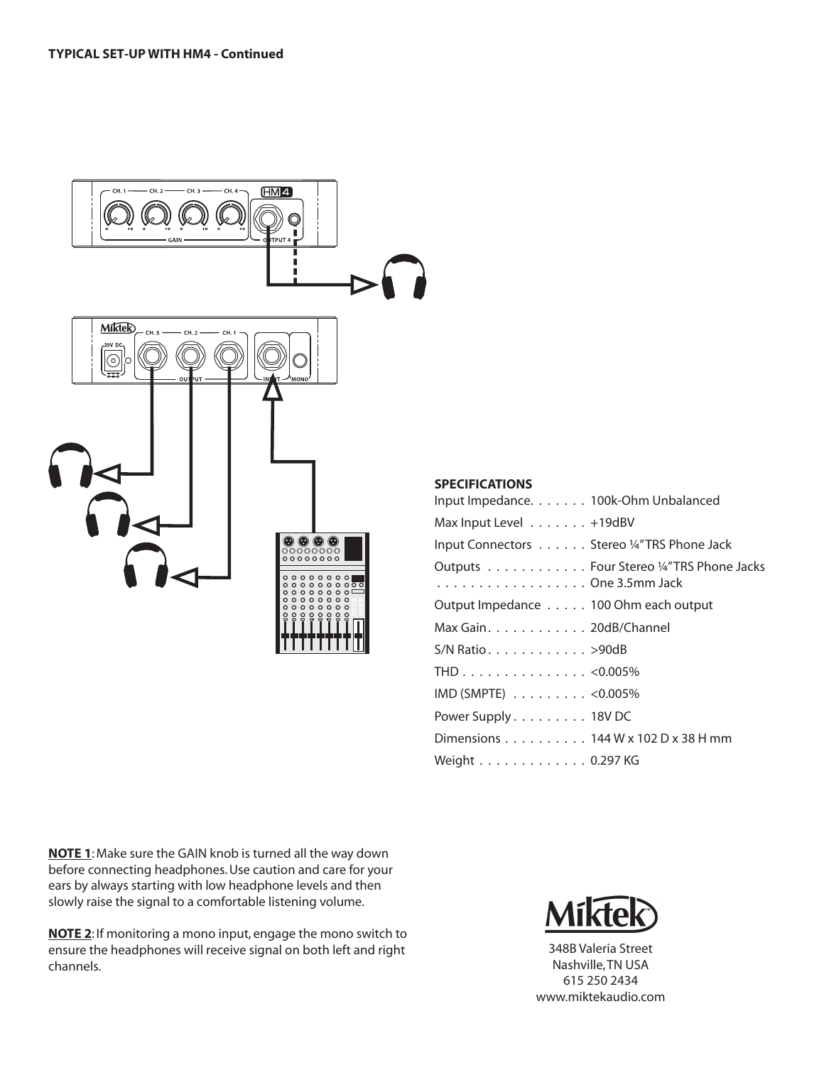**TYPICAL SET-UP WITH HM4 - Continued**

CH. 1 CH. 2 CH. 3 CH. 4 HM4

GAIN OUTPUT 4

Miktek 20V DC CH. 3 CH. 2 CH. 1

OUTPUT INPUT MONO

**SPECIFICATIONS**

| | |
|---|---|
| Input Impedance | 100k-Ohm Unbalanced |
| Max Input Level | +19dBV |
| Input Connectors | Stereo ¼" TRS Phone Jack |
| Outputs | Four Stereo ¼" TRS Phone Jacks |
| | One 3.5mm Jack |
| Output Impedance | 100 Ohm each output |
| Max Gain | 20dB/Channel |
| S/N Ratio | >90dB |
| THD | <0.005% |
| IMD (SMPTE) | <0.005% |
| Power Supply | 18V DC |
| Dimensions | 144 W x 102 D x 38 H mm |
| Weight | 0.297 KG |

**NOTE 1**: Make sure the GAIN knob is turned all the way down before connecting headphones. Use caution and care for your ears by always starting with low headphone levels and then slowly raise the signal to a comfortable listening volume.

**NOTE 2**: If monitoring a mono input, engage the mono switch to ensure the headphones will receive signal on both left and right channels.

Miktek

348B Valeria Street
Nashville, TN USA
615 250 2434
www.miktekaudio.com